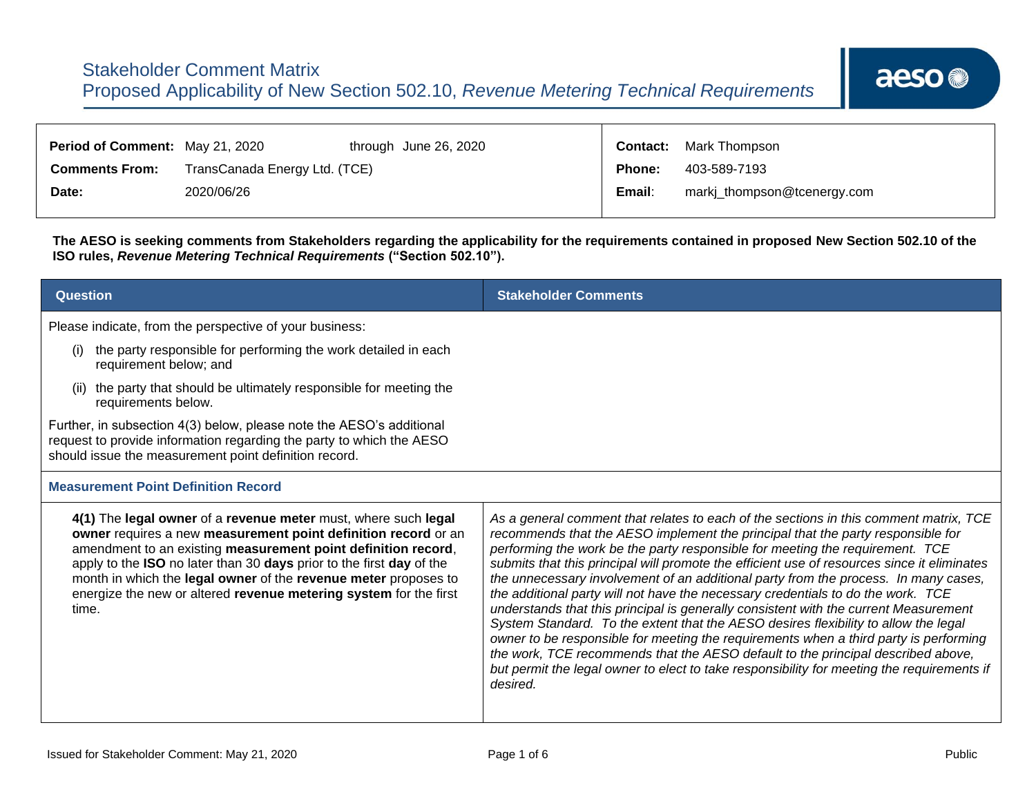# Stakeholder Comment Matrix
## Proposed Applicability of New Section 502.10, *Revenue Metering Technical Requirements*

| | | | | |
|---|---|---|---|---|
| **Period of Comment:** | May 21, 2020 | through June 26, 2020 | **Contact:** | Mark Thompson |
| **Comments From:** | TransCanada Energy Ltd. (TCE) | | **Phone:** | 403-589-7193 |
| **Date:** | 2020/06/26 | | **Email:** | markj_thompson@tcenergy.com |

**The AESO is seeking comments from Stakeholders regarding the applicability for the requirements contained in proposed New Section 502.10 of the ISO rules, *Revenue Metering Technical Requirements* ("Section 502.10").**

| Question | Stakeholder Comments |
|---|---|
| Please indicate, from the perspective of your business:<br>(i) the party responsible for performing the work detailed in each requirement below; and<br>(ii) the party that should be ultimately responsible for meeting the requirements below.<br>Further, in subsection 4(3) below, please note the AESO's additional request to provide information regarding the party to which the AESO should issue the measurement point definition record. | |
| **Measurement Point Definition Record** | |
| **4(1)** The **legal owner** of a **revenue meter** must, where such **legal owner** requires a new **measurement point definition record** or an amendment to an existing **measurement point definition record**, apply to the **ISO** no later than 30 **days** prior to the first **day** of the month in which the **legal owner** of the **revenue meter** proposes to energize the new or altered **revenue metering system** for the first time. | *As a general comment that relates to each of the sections in this comment matrix, TCE recommends that the AESO implement the principal that the party responsible for performing the work be the party responsible for meeting the requirement. TCE submits that this principal will promote the efficient use of resources since it eliminates the unnecessary involvement of an additional party from the process. In many cases, the additional party will not have the necessary credentials to do the work. TCE understands that this principal is generally consistent with the current Measurement System Standard. To the extent that the AESO desires flexibility to allow the legal owner to be responsible for meeting the requirements when a third party is performing the work, TCE recommends that the AESO default to the principal described above, but permit the legal owner to elect to take responsibility for meeting the requirements if desired.* |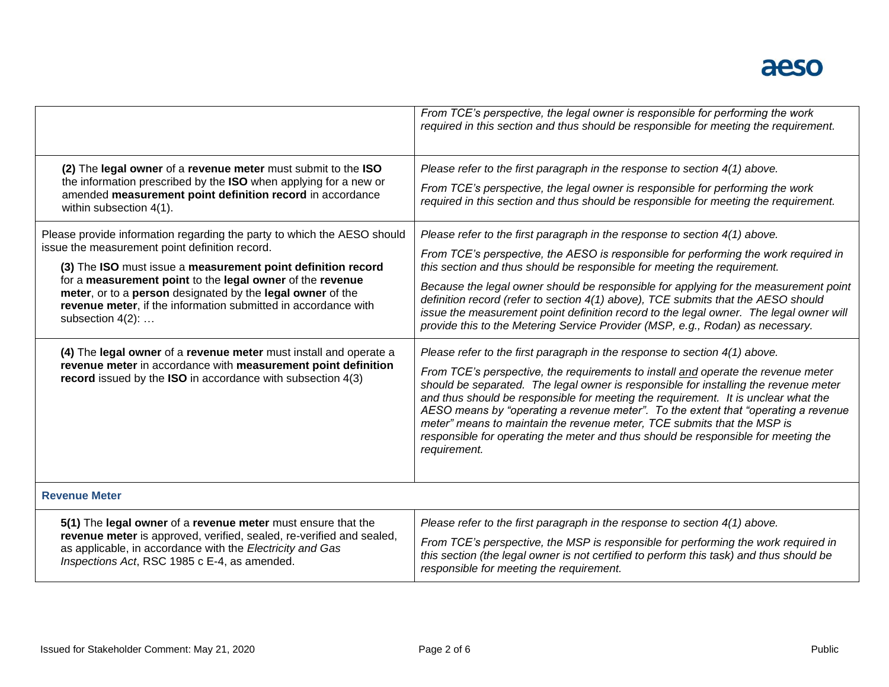| | |
|---|---|
| | *From TCE's perspective, the legal owner is responsible for performing the work required in this section and thus should be responsible for meeting the requirement.* |
| **(2)** The **legal owner** of a **revenue meter** must submit to the **ISO** the information prescribed by the **ISO** when applying for a new or amended **measurement point definition record** in accordance within subsection 4(1). | *Please refer to the first paragraph in the response to section 4(1) above.*<br><br>*From TCE's perspective, the legal owner is responsible for performing the work required in this section and thus should be responsible for meeting the requirement.* |
| Please provide information regarding the party to which the AESO should issue the measurement point definition record.<br><br>**(3)** The **ISO** must issue a **measurement point definition record** for a **measurement point** to the **legal owner** of the **revenue meter**, or to a **person** designated by the **legal owner** of the **revenue meter**, if the information submitted in accordance with subsection 4(2): … | *Please refer to the first paragraph in the response to section 4(1) above.*<br><br>*From TCE's perspective, the AESO is responsible for performing the work required in this section and thus should be responsible for meeting the requirement.*<br><br>*Because the legal owner should be responsible for applying for the measurement point definition record (refer to section 4(1) above), TCE submits that the AESO should issue the measurement point definition record to the legal owner. The legal owner will provide this to the Metering Service Provider (MSP, e.g., Rodan) as necessary.* |
| **(4)** The **legal owner** of a **revenue meter** must install and operate a **revenue meter** in accordance with **measurement point definition record** issued by the **ISO** in accordance with subsection 4(3) | *Please refer to the first paragraph in the response to section 4(1) above.*<br><br>*From TCE's perspective, the requirements to install and operate the revenue meter should be separated. The legal owner is responsible for installing the revenue meter and thus should be responsible for meeting the requirement. It is unclear what the AESO means by "operating a revenue meter". To the extent that "operating a revenue meter" means to maintain the revenue meter, TCE submits that the MSP is responsible for operating the meter and thus should be responsible for meeting the requirement.* |
| **Revenue Meter** | |
| **5(1)** The **legal owner** of a **revenue meter** must ensure that the **revenue meter** is approved, verified, sealed, re-verified and sealed, as applicable, in accordance with the *Electricity and Gas Inspections Act*, RSC 1985 c E-4, as amended. | *Please refer to the first paragraph in the response to section 4(1) above.*<br><br>*From TCE's perspective, the MSP is responsible for performing the work required in this section (the legal owner is not certified to perform this task) and thus should be responsible for meeting the requirement.* |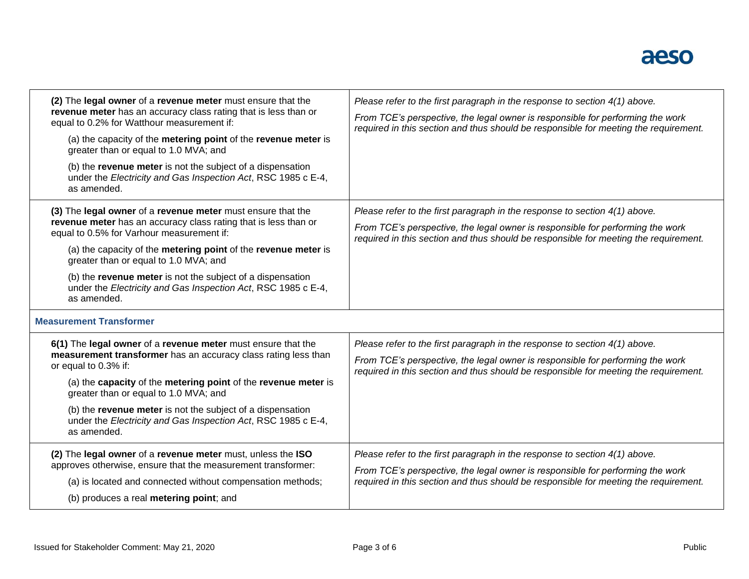| | |
|---|---|
| **(2)** The **legal owner** of a **revenue meter** must ensure that the **revenue meter** has an accuracy class rating that is less than or equal to 0.2% for Watthour measurement if:<br><br>(a) the capacity of the **metering point** of the **revenue meter** is greater than or equal to 1.0 MVA; and<br><br>(b) the **revenue meter** is not the subject of a dispensation under the *Electricity and Gas Inspection Act*, RSC 1985 c E-4, as amended. | *Please refer to the first paragraph in the response to section 4(1) above.*<br><br>*From TCE's perspective, the legal owner is responsible for performing the work required in this section and thus should be responsible for meeting the requirement.* |
| **(3)** The **legal owner** of a **revenue meter** must ensure that the **revenue meter** has an accuracy class rating that is less than or equal to 0.5% for Varhour measurement if:<br><br>(a) the capacity of the **metering point** of the **revenue meter** is greater than or equal to 1.0 MVA; and<br><br>(b) the **revenue meter** is not the subject of a dispensation under the *Electricity and Gas Inspection Act*, RSC 1985 c E-4, as amended. | *Please refer to the first paragraph in the response to section 4(1) above.*<br><br>*From TCE's perspective, the legal owner is responsible for performing the work required in this section and thus should be responsible for meeting the requirement.* |
| **Measurement Transformer** | |
| **6(1)** The **legal owner** of a **revenue meter** must ensure that the **measurement transformer** has an accuracy class rating less than or equal to 0.3% if:<br><br>(a) the **capacity** of the **metering point** of the **revenue meter** is greater than or equal to 1.0 MVA; and<br><br>(b) the **revenue meter** is not the subject of a dispensation under the *Electricity and Gas Inspection Act*, RSC 1985 c E-4, as amended. | *Please refer to the first paragraph in the response to section 4(1) above.*<br><br>*From TCE's perspective, the legal owner is responsible for performing the work required in this section and thus should be responsible for meeting the requirement.* |
| **(2)** The **legal owner** of a **revenue meter** must, unless the **ISO** approves otherwise, ensure that the measurement transformer:<br><br>(a) is located and connected without compensation methods;<br><br>(b) produces a real **metering point**; and | *Please refer to the first paragraph in the response to section 4(1) above.*<br><br>*From TCE's perspective, the legal owner is responsible for performing the work required in this section and thus should be responsible for meeting the requirement.* |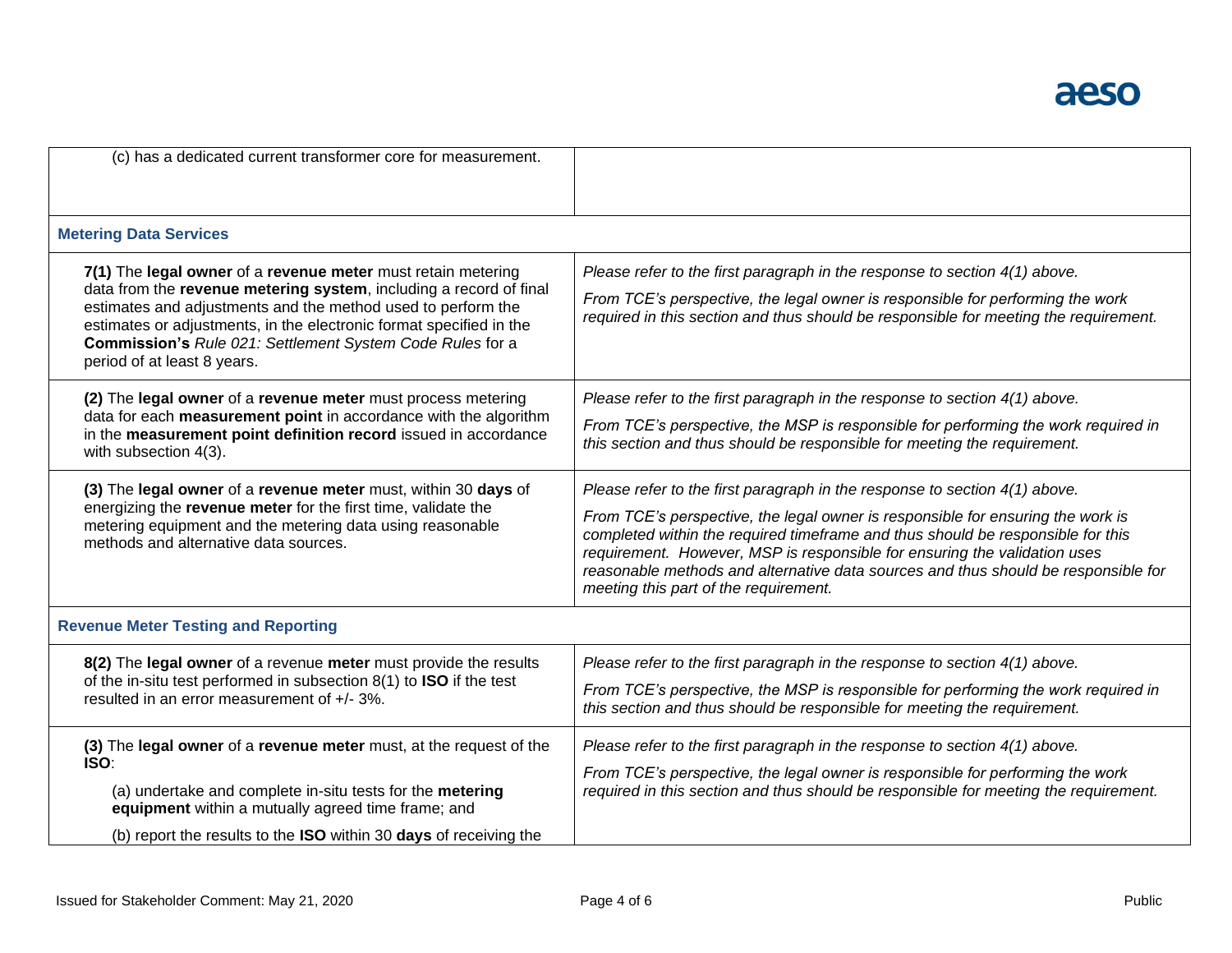| | |
|---|---|
| (c) has a dedicated current transformer core for measurement. | |
| **Metering Data Services** | |
| **7(1)** The **legal owner** of a **revenue meter** must retain metering data from the **revenue metering system**, including a record of final estimates and adjustments and the method used to perform the estimates or adjustments, in the electronic format specified in the **Commission's** *Rule 021: Settlement System Code Rules* for a period of at least 8 years. | *Please refer to the first paragraph in the response to section 4(1) above.*<br><br>*From TCE's perspective, the legal owner is responsible for performing the work required in this section and thus should be responsible for meeting the requirement.* |
| **(2)** The **legal owner** of a **revenue meter** must process metering data for each **measurement point** in accordance with the algorithm in the **measurement point definition record** issued in accordance with subsection 4(3). | *Please refer to the first paragraph in the response to section 4(1) above.*<br><br>*From TCE's perspective, the MSP is responsible for performing the work required in this section and thus should be responsible for meeting the requirement.* |
| **(3)** The **legal owner** of a **revenue meter** must, within 30 **days** of energizing the **revenue meter** for the first time, validate the metering equipment and the metering data using reasonable methods and alternative data sources. | *Please refer to the first paragraph in the response to section 4(1) above.*<br><br>*From TCE's perspective, the legal owner is responsible for ensuring the work is completed within the required timeframe and thus should be responsible for this requirement. However, MSP is responsible for ensuring the validation uses reasonable methods and alternative data sources and thus should be responsible for meeting this part of the requirement.* |
| **Revenue Meter Testing and Reporting** | |
| **8(2)** The **legal owner** of a revenue **meter** must provide the results of the in-situ test performed in subsection 8(1) to **ISO** if the test resulted in an error measurement of +/- 3%. | *Please refer to the first paragraph in the response to section 4(1) above.*<br><br>*From TCE's perspective, the MSP is responsible for performing the work required in this section and thus should be responsible for meeting the requirement.* |
| **(3)** The **legal owner** of a **revenue meter** must, at the request of the **ISO**:<br><br>(a) undertake and complete in-situ tests for the **metering equipment** within a mutually agreed time frame; and<br><br>(b) report the results to the **ISO** within 30 **days** of receiving the | *Please refer to the first paragraph in the response to section 4(1) above.*<br><br>*From TCE's perspective, the legal owner is responsible for performing the work required in this section and thus should be responsible for meeting the requirement.* |

Issued for Stakeholder Comment: May 21, 2020 Public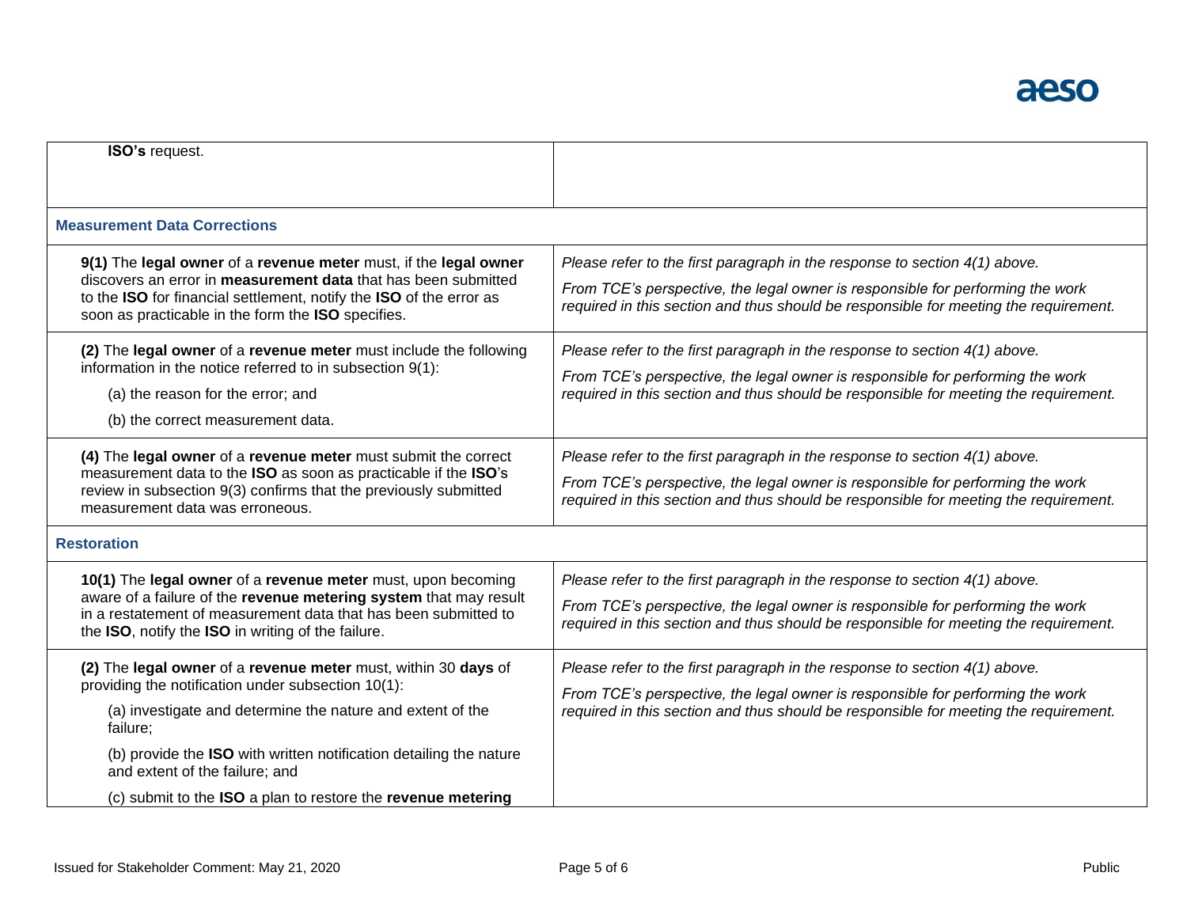| | |
|---|---|
| **ISO's** request. | |
| **Measurement Data Corrections** | |
| **9(1)** The **legal owner** of a **revenue meter** must, if the **legal owner** discovers an error in **measurement data** that has been submitted to the **ISO** for financial settlement, notify the **ISO** of the error as soon as practicable in the form the **ISO** specifies. | *Please refer to the first paragraph in the response to section 4(1) above.*<br><br>*From TCE's perspective, the legal owner is responsible for performing the work required in this section and thus should be responsible for meeting the requirement.* |
| **(2)** The **legal owner** of a **revenue meter** must include the following information in the notice referred to in subsection 9(1):<br><br>(a) the reason for the error; and<br><br>(b) the correct measurement data. | *Please refer to the first paragraph in the response to section 4(1) above.*<br><br>*From TCE's perspective, the legal owner is responsible for performing the work required in this section and thus should be responsible for meeting the requirement.* |
| **(4)** The **legal owner** of a **revenue meter** must submit the correct measurement data to the **ISO** as soon as practicable if the **ISO**'s review in subsection 9(3) confirms that the previously submitted measurement data was erroneous. | *Please refer to the first paragraph in the response to section 4(1) above.*<br><br>*From TCE's perspective, the legal owner is responsible for performing the work required in this section and thus should be responsible for meeting the requirement.* |
| **Restoration** | |
| **10(1)** The **legal owner** of a **revenue meter** must, upon becoming aware of a failure of the **revenue metering system** that may result in a restatement of measurement data that has been submitted to the **ISO**, notify the **ISO** in writing of the failure. | *Please refer to the first paragraph in the response to section 4(1) above.*<br><br>*From TCE's perspective, the legal owner is responsible for performing the work required in this section and thus should be responsible for meeting the requirement.* |
| **(2)** The **legal owner** of a **revenue meter** must, within 30 **days** of providing the notification under subsection 10(1):<br><br>(a) investigate and determine the nature and extent of the failure;<br><br>(b) provide the **ISO** with written notification detailing the nature and extent of the failure; and<br><br>(c) submit to the **ISO** a plan to restore the **revenue metering** | *Please refer to the first paragraph in the response to section 4(1) above.*<br><br>*From TCE's perspective, the legal owner is responsible for performing the work required in this section and thus should be responsible for meeting the requirement.* |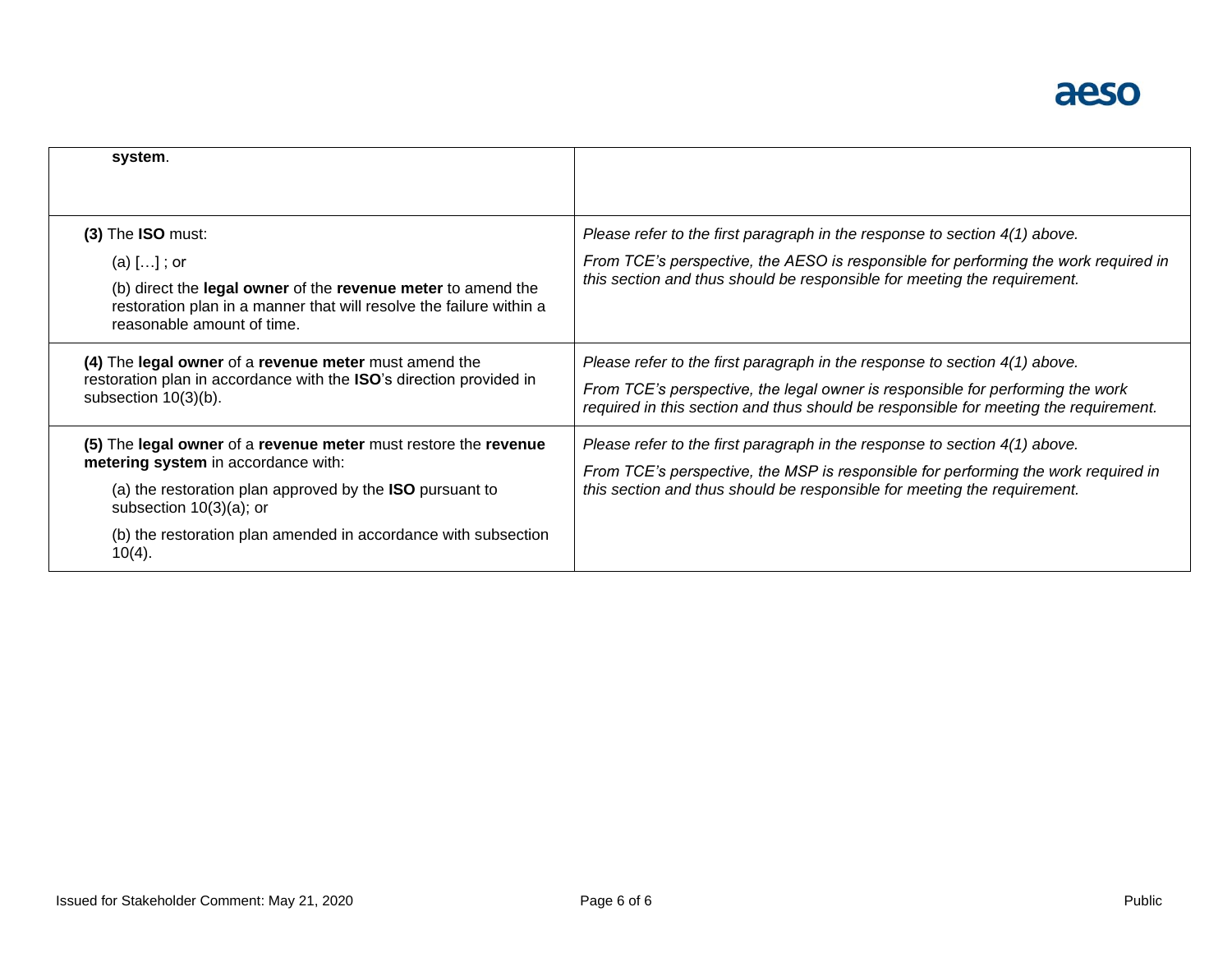| | |
|---|---|
| **system**. | |
| **(3)** The **ISO** must:<br><br>(a) […] ; or<br><br>(b) direct the **legal owner** of the **revenue meter** to amend the restoration plan in a manner that will resolve the failure within a reasonable amount of time. | *Please refer to the first paragraph in the response to section 4(1) above.*<br><br>*From TCE's perspective, the AESO is responsible for performing the work required in this section and thus should be responsible for meeting the requirement.* |
| **(4)** The **legal owner** of a **revenue meter** must amend the restoration plan in accordance with the **ISO**'s direction provided in subsection 10(3)(b). | *Please refer to the first paragraph in the response to section 4(1) above.*<br><br>*From TCE's perspective, the legal owner is responsible for performing the work required in this section and thus should be responsible for meeting the requirement.* |
| **(5)** The **legal owner** of a **revenue meter** must restore the **revenue metering system** in accordance with:<br><br>(a) the restoration plan approved by the **ISO** pursuant to subsection 10(3)(a); or<br><br>(b) the restoration plan amended in accordance with subsection 10(4). | *Please refer to the first paragraph in the response to section 4(1) above.*<br><br>*From TCE's perspective, the MSP is responsible for performing the work required in this section and thus should be responsible for meeting the requirement.* |

Issued for Stakeholder Comment: May 21, 2020

Public